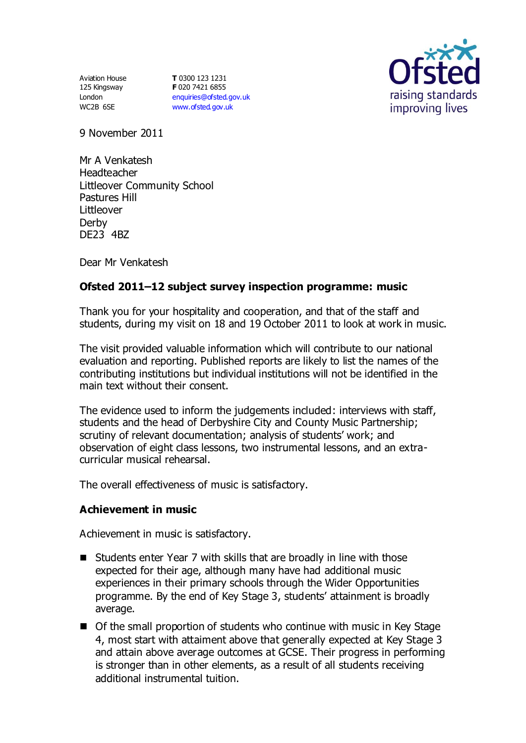Aviation House
125 Kingsway
London
WC2B 6SE

**T** 0300 123 1231
**F** 020 7421 6855
enquiries@ofsted.gov.uk
www.ofsted.gov.uk

9 November 2011

Mr A Venkatesh
Headteacher
Littleover Community School
Pastures Hill
Littleover
Derby
DE23 4BZ

Dear Mr Venkatesh

**Ofsted 2011–12 subject survey inspection programme: music**

Thank you for your hospitality and cooperation, and that of the staff and students, during my visit on 18 and 19 October 2011 to look at work in music.

The visit provided valuable information which will contribute to our national evaluation and reporting. Published reports are likely to list the names of the contributing institutions but individual institutions will not be identified in the main text without their consent.

The evidence used to inform the judgements included: interviews with staff, students and the head of Derbyshire City and County Music Partnership; scrutiny of relevant documentation; analysis of students' work; and observation of eight class lessons, two instrumental lessons, and an extra-curricular musical rehearsal.

The overall effectiveness of music is satisfactory.

## Achievement in music

Achievement in music is satisfactory.

- Students enter Year 7 with skills that are broadly in line with those expected for their age, although many have had additional music experiences in their primary schools through the Wider Opportunities programme. By the end of Key Stage 3, students' attainment is broadly average.
- Of the small proportion of students who continue with music in Key Stage 4, most start with attaiment above that generally expected at Key Stage 3 and attain above average outcomes at GCSE. Their progress in performing is stronger than in other elements, as a result of all students receiving additional instrumental tuition.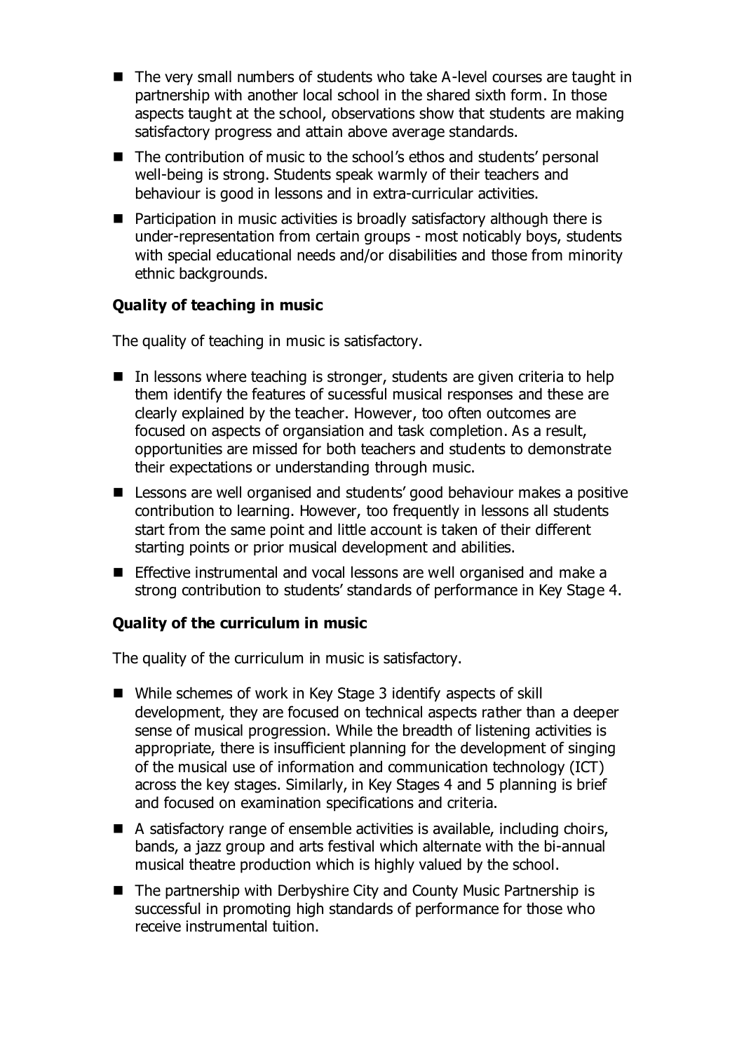- The very small numbers of students who take A-level courses are taught in partnership with another local school in the shared sixth form. In those aspects taught at the school, observations show that students are making satisfactory progress and attain above average standards.
- The contribution of music to the school's ethos and students' personal well-being is strong. Students speak warmly of their teachers and behaviour is good in lessons and in extra-curricular activities.
- Participation in music activities is broadly satisfactory although there is under-representation from certain groups - most noticably boys, students with special educational needs and/or disabilities and those from minority ethnic backgrounds.

### Quality of teaching in music

The quality of teaching in music is satisfactory.

- In lessons where teaching is stronger, students are given criteria to help them identify the features of sucessful musical responses and these are clearly explained by the teacher. However, too often outcomes are focused on aspects of organsiation and task completion. As a result, opportunities are missed for both teachers and students to demonstrate their expectations or understanding through music.
- Lessons are well organised and students' good behaviour makes a positive contribution to learning. However, too frequently in lessons all students start from the same point and little account is taken of their different starting points or prior musical development and abilities.
- Effective instrumental and vocal lessons are well organised and make a strong contribution to students' standards of performance in Key Stage 4.

### Quality of the curriculum in music

The quality of the curriculum in music is satisfactory.

- While schemes of work in Key Stage 3 identify aspects of skill development, they are focused on technical aspects rather than a deeper sense of musical progression. While the breadth of listening activities is appropriate, there is insufficient planning for the development of singing of the musical use of information and communication technology (ICT) across the key stages. Similarly, in Key Stages 4 and 5 planning is brief and focused on examination specifications and criteria.
- A satisfactory range of ensemble activities is available, including choirs, bands, a jazz group and arts festival which alternate with the bi-annual musical theatre production which is highly valued by the school.
- The partnership with Derbyshire City and County Music Partnership is successful in promoting high standards of performance for those who receive instrumental tuition.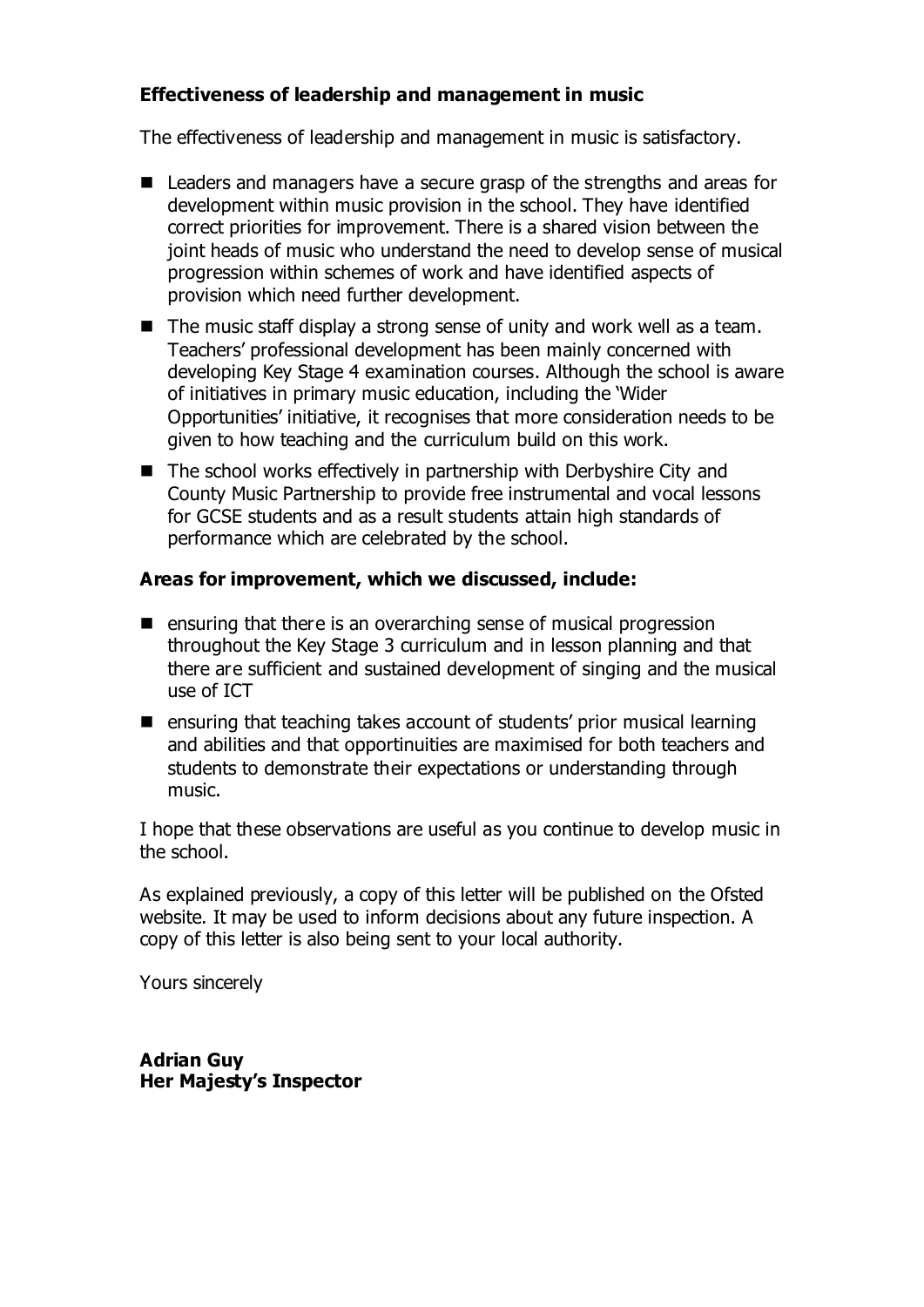**Effectiveness of leadership and management in music**

The effectiveness of leadership and management in music is satisfactory.

- Leaders and managers have a secure grasp of the strengths and areas for development within music provision in the school. They have identified correct priorities for improvement. There is a shared vision between the joint heads of music who understand the need to develop sense of musical progression within schemes of work and have identified aspects of provision which need further development.
- The music staff display a strong sense of unity and work well as a team. Teachers' professional development has been mainly concerned with developing Key Stage 4 examination courses. Although the school is aware of initiatives in primary music education, including the 'Wider Opportunities' initiative, it recognises that more consideration needs to be given to how teaching and the curriculum build on this work.
- The school works effectively in partnership with Derbyshire City and County Music Partnership to provide free instrumental and vocal lessons for GCSE students and as a result students attain high standards of performance which are celebrated by the school.

**Areas for improvement, which we discussed, include:**

- ensuring that there is an overarching sense of musical progression throughout the Key Stage 3 curriculum and in lesson planning and that there are sufficient and sustained development of singing and the musical use of ICT
- ensuring that teaching takes account of students' prior musical learning and abilities and that opportinuities are maximised for both teachers and students to demonstrate their expectations or understanding through music.

I hope that these observations are useful as you continue to develop music in the school.

As explained previously, a copy of this letter will be published on the Ofsted website. It may be used to inform decisions about any future inspection. A copy of this letter is also being sent to your local authority.

Yours sincerely

**Adrian Guy**
**Her Majesty's Inspector**